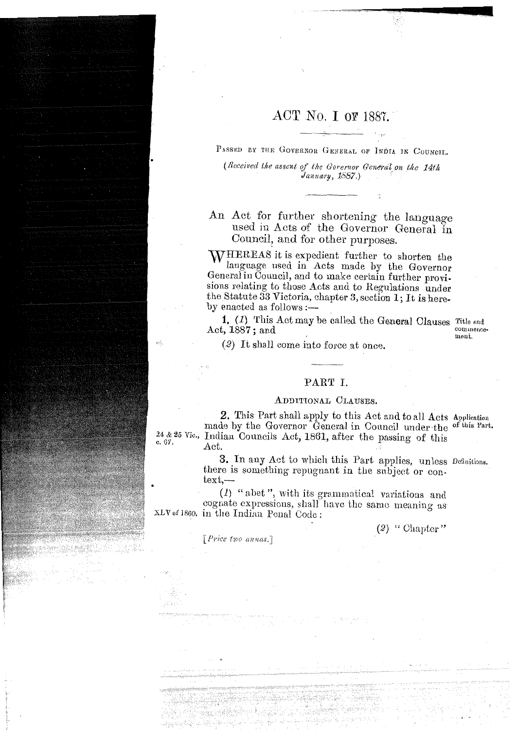# ACT No. I OF 1887.

PASSED BY THE GOVERNOR GENERAL OF INDIA IN COUNCIL.

*(Received the assent of the Governor General on the 14th January, 1887.)*

An Act for further shortening the language used in Acts of the Governor General in Council, and for other purposes.

WHEREAS it is expedient further to shorten the language used in Acts made by the Governor General in Council, and to make certain further provisions relating to those Acts and to Regulations under the Statute 33 Victoria, chapter 3, section 1; It is hereby enacted as follows:—

Title and commencement.

**1.** (*1*) This Act may be called the General Clauses Act, 1887; and

(*2*) It shall come into force at once.

## PART I.

### ADDITIONAL CLAUSES.

Application of this Part.

**2.** This Part shall apply to this Act and to all Acts made by the Governor General in Council under the Indian Councils Act, 1861, after the passing of this Act.

24 & 25 Vic., c. 67.

Definitions.

**3.** In any Act to which this Part applies, unless there is something repugnant in the subject or context,—

(*1*) "abet", with its grammatical variations and cognate expressions, shall have the same meaning as in the Indian Penal Code:

XLV of 1860.

(*2*) "Chapter"

[*Price two annas.*]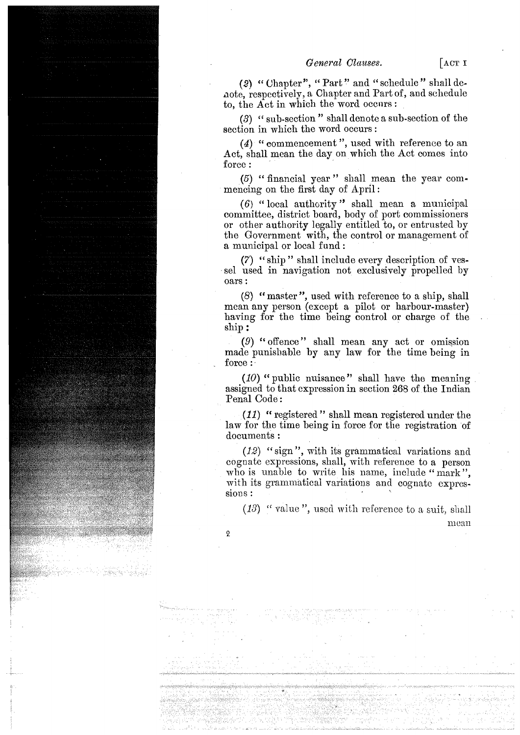(2) "Chapter", "Part" and "schedule" shall denote, respectively, a Chapter and Part of, and schedule to, the Act in which the word occurs:

(3) "sub-section" shall denote a sub-section of the section in which the word occurs:

(4) "commencement", used with reference to an Act, shall mean the day on which the Act comes into force:

(5) "financial year" shall mean the year commencing on the first day of April:

(6) "local authority" shall mean a municipal committee, district board, body of port commissioners or other authority legally entitled to, or entrusted by the Government with, the control or management of a municipal or local fund:

(7) "ship" shall include every description of vessel used in navigation not exclusively propelled by oars:

(8) "master", used with reference to a ship, shall mean any person (except a pilot or harbour-master) having for the time being control or charge of the ship:

(9) "offence" shall mean any act or omission made punishable by any law for the time being in force:

(10) "public nuisance" shall have the meaning assigned to that expression in section 268 of the Indian Penal Code:

(11) "registered" shall mean registered under the law for the time being in force for the registration of documents:

(12) "sign", with its grammatical variations and cognate expressions, shall, with reference to a person who is unable to write his name, include "mark", with its grammatical variations and cognate expressions:

(13) "value", used with reference to a suit, shall mean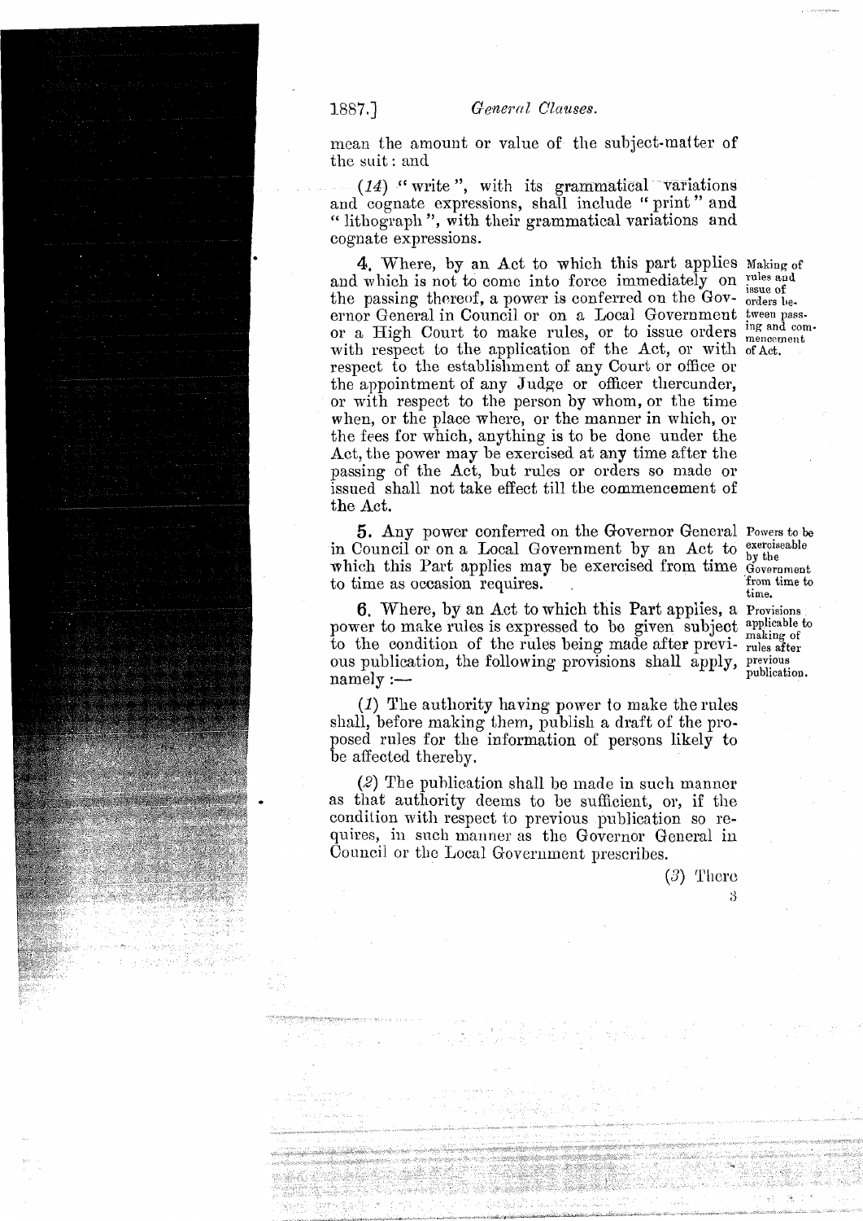mean the amount or value of the subject-matter of the suit: and

(*14*) "write", with its grammatical variations and cognate expressions, shall include "print" and "lithograph", with their grammatical variations and cognate expressions.

*Making of rules and issue of orders between passing and commencement of Act.*

**4.** Where, by an Act to which this part applies and which is not to come into force immediately on the passing thereof, a power is conferred on the Governor General in Council or on a Local Government or a High Court to make rules, or to issue orders with respect to the application of the Act, or with respect to the establishment of any Court or office or the appointment of any Judge or officer thereunder, or with respect to the person by whom, or the time when, or the place where, or the manner in which, or the fees for which, anything is to be done under the Act, the power may be exercised at any time after the passing of the Act, but rules or orders so made or issued shall not take effect till the commencement of the Act.

*Powers to be exerciseable by the Government from time to time.*

**5.** Any power conferred on the Governor General in Council or on a Local Government by an Act to which this Part applies may be exercised from time to time as occasion requires.

*Provisions applicable to making of rules after previous publication.*

**6.** Where, by an Act to which this Part applies, a power to make rules is expressed to be given subject to the condition of the rules being made after previous publication, the following provisions shall apply, namely:—

(*1*) The authority having power to make the rules shall, before making them, publish a draft of the proposed rules for the information of persons likely to be affected thereby.

(*2*) The publication shall be made in such manner as that authority deems to be sufficient, or, if the condition with respect to previous publication so requires, in such manner as the Governor General in Council or the Local Government prescribes.

(*3*) There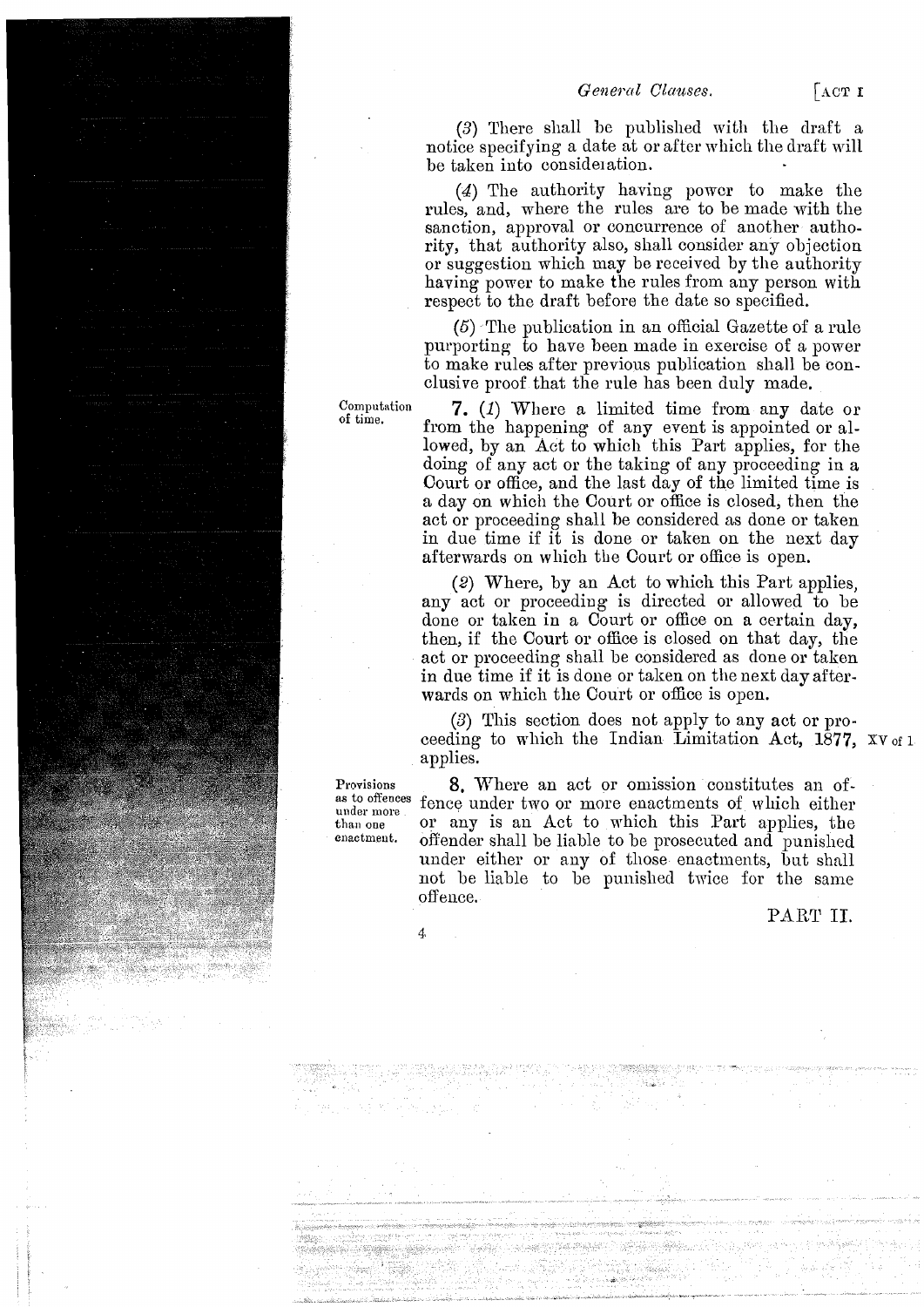(3) There shall be published with the draft a notice specifying a date at or after which the draft will be taken into consideration.

(4) The authority having power to make the rules, and, where the rules are to be made with the sanction, approval or concurrence of another authority, that authority also, shall consider any objection or suggestion which may be received by the authority having power to make the rules from any person with respect to the draft before the date so specified.

(5) The publication in an official Gazette of a rule purporting to have been made in exercise of a power to make rules after previous publication shall be conclusive proof that the rule has been duly made.

*Computation of time.*

**7.** (*1*) Where a limited time from any date or from the happening of any event is appointed or allowed, by an Act to which this Part applies, for the doing of any act or the taking of any proceeding in a Court or office, and the last day of the limited time is a day on which the Court or office is closed, then the act or proceeding shall be considered as done or taken in due time if it is done or taken on the next day afterwards on which the Court or office is open.

(*2*) Where, by an Act to which this Part applies, any act or proceeding is directed or allowed to be done or taken in a Court or office on a certain day, then, if the Court or office is closed on that day, the act or proceeding shall be considered as done or taken in due time if it is done or taken on the next day afterwards on which the Court or office is open.

(*3*) This section does not apply to any act or proceeding to which the Indian Limitation Act, 1877, applies.

XV of 1

*Provisions as to offences under more than one enactment.*

**8.** Where an act or omission constitutes an offence under two or more enactments of which either or any is an Act to which this Part applies, the offender shall be liable to be prosecuted and punished under either or any of those enactments, but shall not be liable to be punished twice for the same offence.

PART II.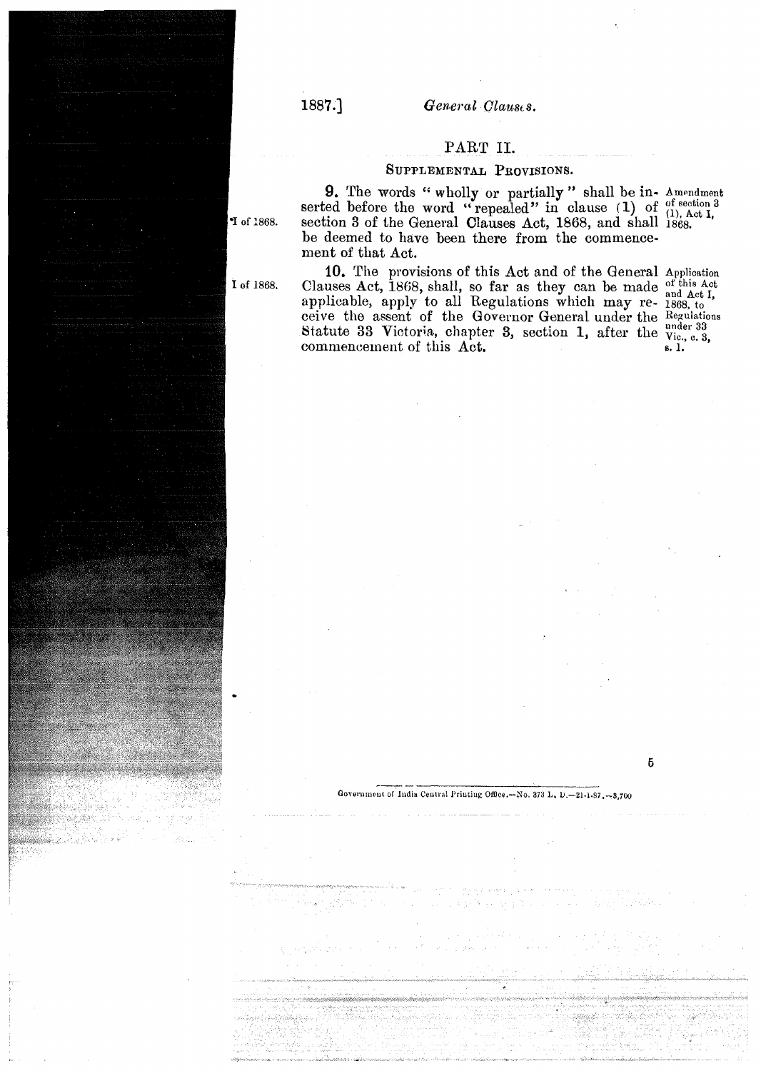## PART II.

### SUPPLEMENTAL PROVISIONS.

**9.** The words "wholly or partially" shall be inserted before the word "repealed" in clause (1) of section 3 of the General Clauses Act, 1868, and shall be deemed to have been there from the commencement of that Act.

*Amendment of section 3 (1), Act I, 1868.*

*I of 1868.*

**10.** The provisions of this Act and of the General Clauses Act, 1868, shall, so far as they can be made applicable, apply to all Regulations which may receive the assent of the Governor General under the Statute 33 Victoria, chapter 3, section 1, after the commencement of this Act.

*Application of this Act and Act I, 1868, to Regulations under 33 Vic., c. 3, s. 1.*

*I of 1868.*

Government of India Central Printing Office.—No. 373 L. D.—21-1-87.—3,700